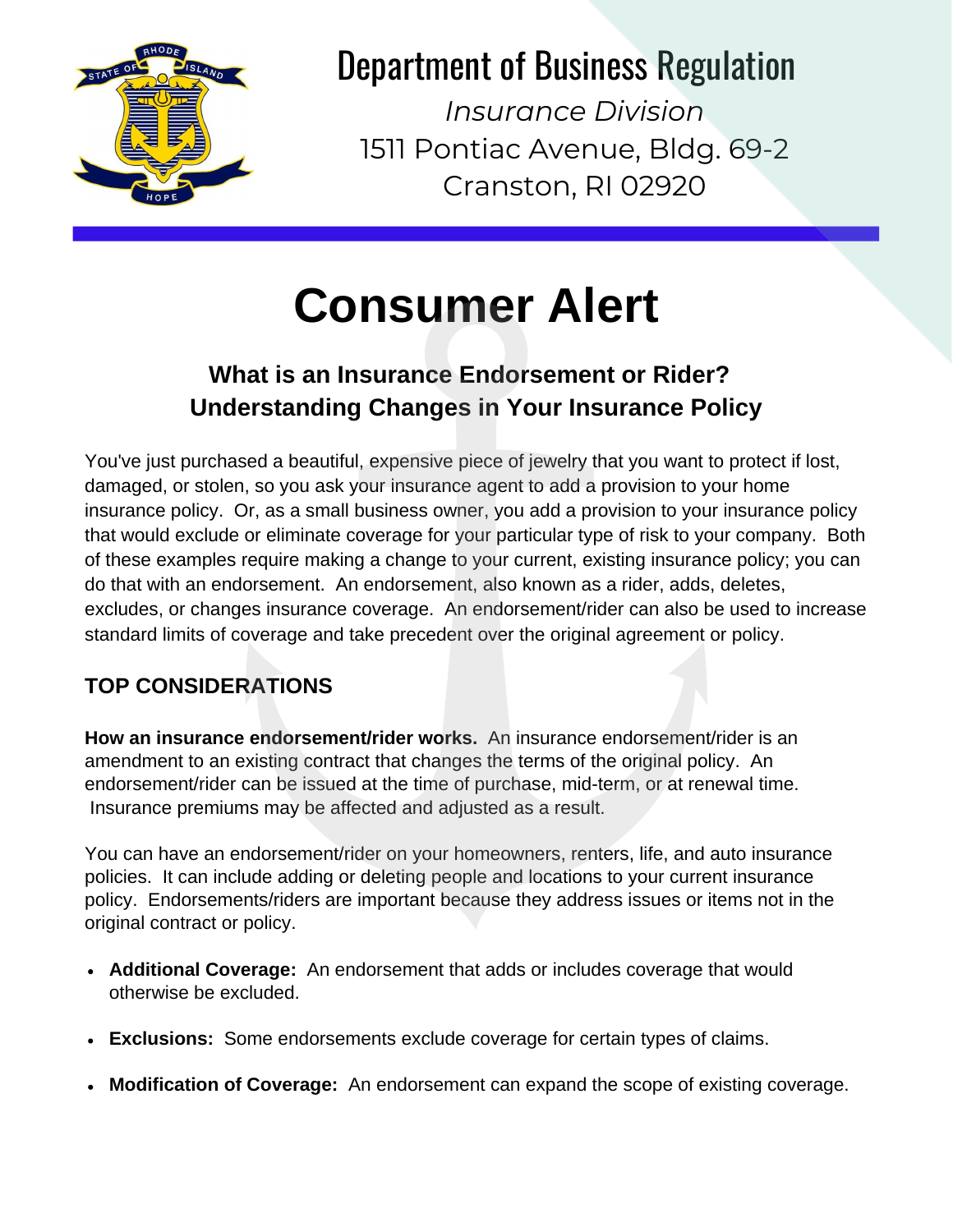# Department of Business Regulation

*Insurance Division*
1511 Pontiac Avenue, Bldg. 69-2
Cranston, RI 02920

# Consumer Alert

## What is an Insurance Endorsement or Rider?
## Understanding Changes in Your Insurance Policy

You've just purchased a beautiful, expensive piece of jewelry that you want to protect if lost, damaged, or stolen, so you ask your insurance agent to add a provision to your home insurance policy. Or, as a small business owner, you add a provision to your insurance policy that would exclude or eliminate coverage for your particular type of risk to your company. Both of these examples require making a change to your current, existing insurance policy; you can do that with an endorsement. An endorsement, also known as a rider, adds, deletes, excludes, or changes insurance coverage. An endorsement/rider can also be used to increase standard limits of coverage and take precedent over the original agreement or policy.

### TOP CONSIDERATIONS

**How an insurance endorsement/rider works.** An insurance endorsement/rider is an amendment to an existing contract that changes the terms of the original policy. An endorsement/rider can be issued at the time of purchase, mid-term, or at renewal time. Insurance premiums may be affected and adjusted as a result.

You can have an endorsement/rider on your homeowners, renters, life, and auto insurance policies. It can include adding or deleting people and locations to your current insurance policy. Endorsements/riders are important because they address issues or items not in the original contract or policy.

- **Additional Coverage:** An endorsement that adds or includes coverage that would otherwise be excluded.
- **Exclusions:** Some endorsements exclude coverage for certain types of claims.
- **Modification of Coverage:** An endorsement can expand the scope of existing coverage.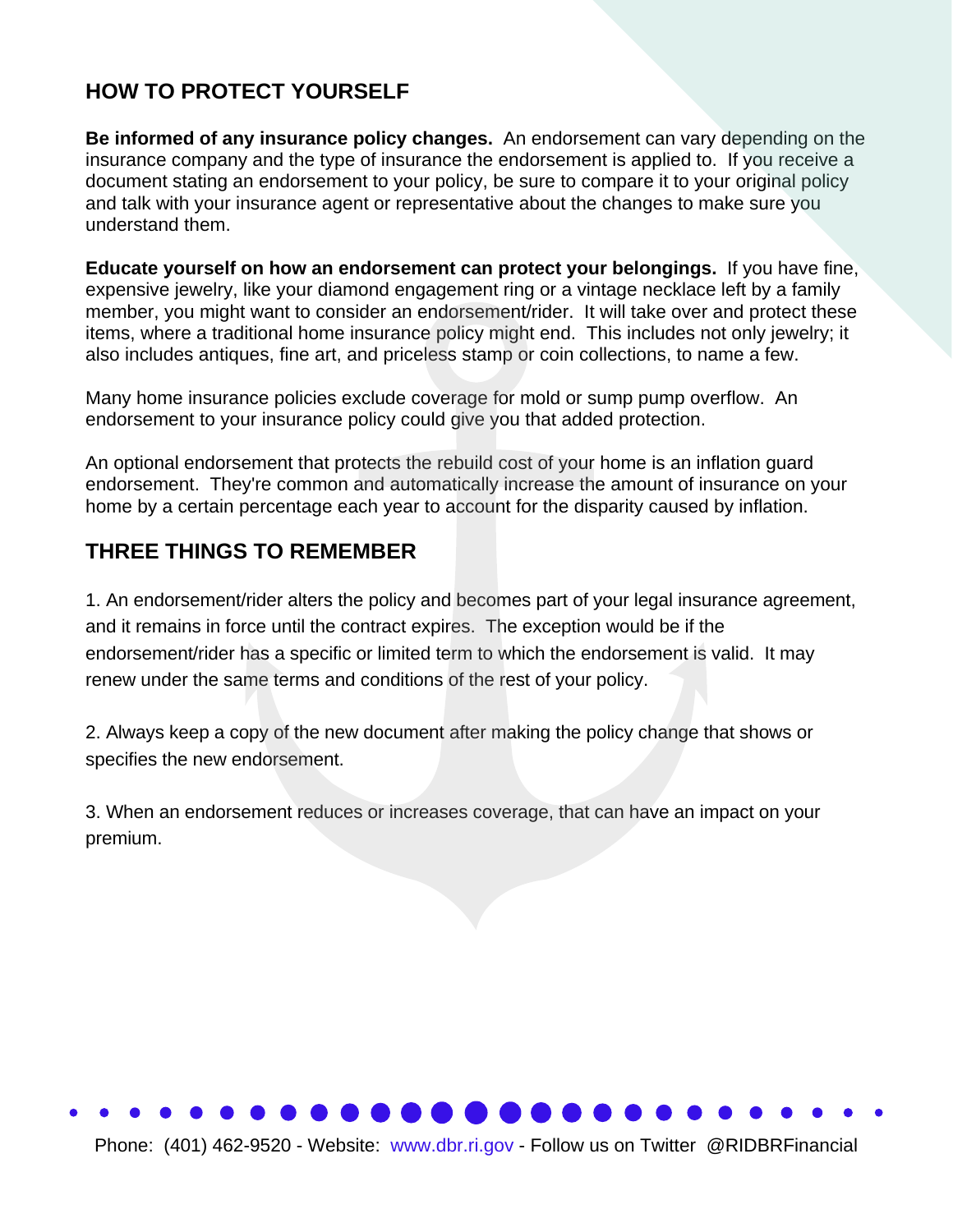## HOW TO PROTECT YOURSELF

**Be informed of any insurance policy changes.** An endorsement can vary depending on the insurance company and the type of insurance the endorsement is applied to. If you receive a document stating an endorsement to your policy, be sure to compare it to your original policy and talk with your insurance agent or representative about the changes to make sure you understand them.

**Educate yourself on how an endorsement can protect your belongings.** If you have fine, expensive jewelry, like your diamond engagement ring or a vintage necklace left by a family member, you might want to consider an endorsement/rider. It will take over and protect these items, where a traditional home insurance policy might end. This includes not only jewelry; it also includes antiques, fine art, and priceless stamp or coin collections, to name a few.

Many home insurance policies exclude coverage for mold or sump pump overflow. An endorsement to your insurance policy could give you that added protection.

An optional endorsement that protects the rebuild cost of your home is an inflation guard endorsement. They're common and automatically increase the amount of insurance on your home by a certain percentage each year to account for the disparity caused by inflation.

## THREE THINGS TO REMEMBER

1. An endorsement/rider alters the policy and becomes part of your legal insurance agreement, and it remains in force until the contract expires. The exception would be if the endorsement/rider has a specific or limited term to which the endorsement is valid. It may renew under the same terms and conditions of the rest of your policy.

2. Always keep a copy of the new document after making the policy change that shows or specifies the new endorsement.

3. When an endorsement reduces or increases coverage, that can have an impact on your premium.

Phone: (401) 462-9520 - Website: www.dbr.ri.gov - Follow us on Twitter @RIDBRFinancial